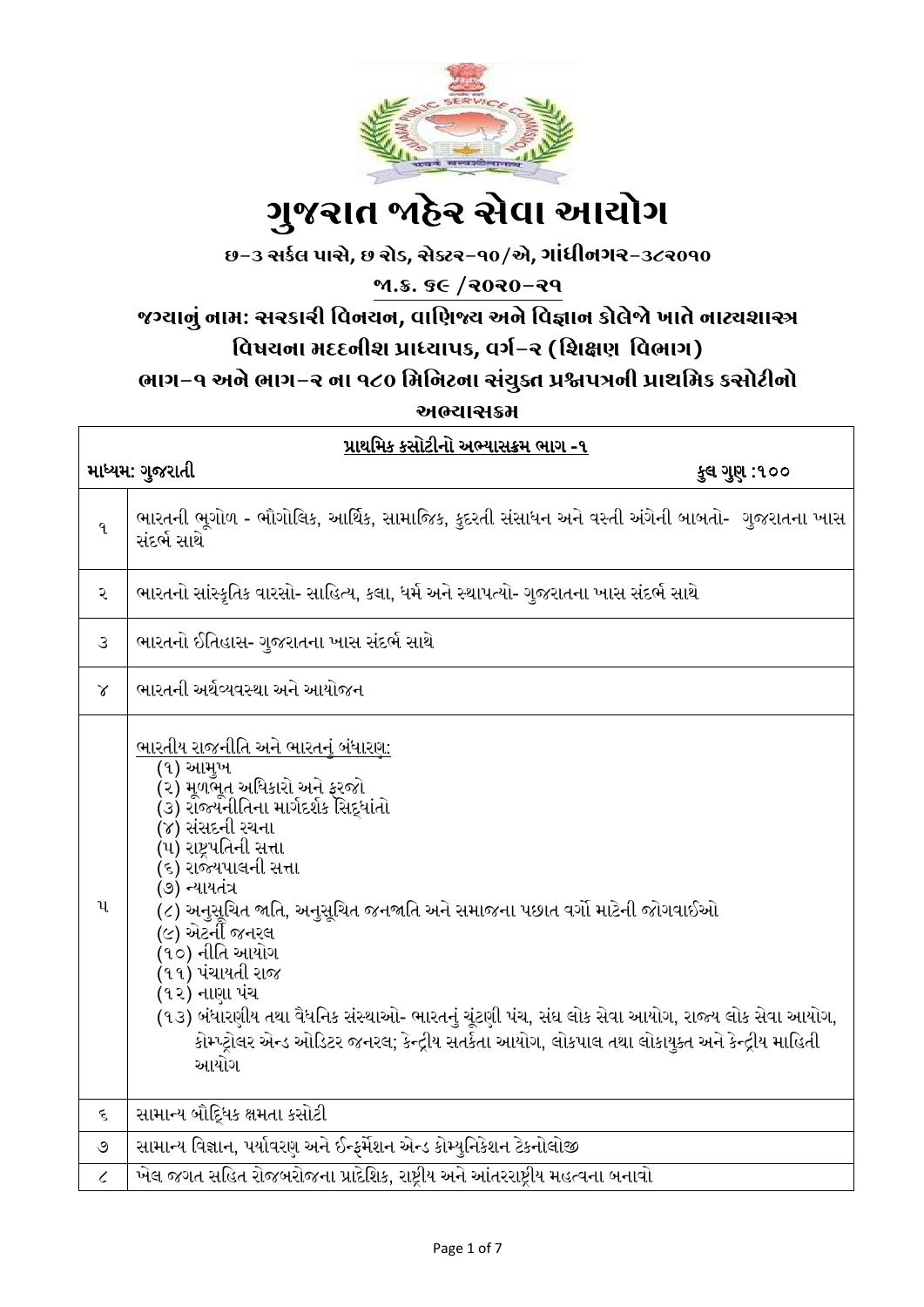# ગુજરાત જાહેર સેવા આયોગ

**છ-૩ સર્કલ પાસે, છ રોડ, સેક્ટર-૧૦/એ, ગાંધીનગર-૩૮૨૦૧૦**

**જા.ક્ર. ૬૯ /૨૦૨૦-૨૧**

**જગ્યાનું નામ: સરકારી વિનયન, વાણિજ્ય અને વિજ્ઞાન કોલેજો ખાતે નાટ્યશાસ્ત્ર વિષયના મદદનીશ પ્રાધ્યાપક, વર્ગ-૨ (શિક્ષણ વિભાગ)**

**ભાગ-૧ અને ભાગ-૨ ના ૧૮૦ મિનિટના સંયુક્ત પ્રશ્નપત્રની પ્રાથમિક કસોટીનો અભ્યાસક્રમ**

| પ્રાથમિક કસોટીનો અભ્યાસક્રમ ભાગ -૧<br>માધ્યમ: ગુજરાતી — કુલ ગુણ :૧૦૦ | |
|---|---|
| ૧ | ભારતની ભૂગોળ - ભૌગોલિક, આર્થિક, સામાજિક, કુદરતી સંસાધન અને વસ્તી અંગેની બાબતો- ગુજરાતના ખાસ સંદર્ભ સાથે |
| ૨ | ભારતનો સાંસ્કૃતિક વારસો- સાહિત્ય, કલા, ધર્મ અને સ્થાપત્યો- ગુજરાતના ખાસ સંદર્ભ સાથે |
| ૩ | ભારતનો ઈતિહાસ- ગુજરાતના ખાસ સંદર્ભ સાથે |
| ૪ | ભારતની અર્થવ્યવસ્થા અને આયોજન |
| ૫ | ભારતીય રાજનીતિ અને ભારતનું બંધારણ:<br>(૧) આમુખ<br>(૨) મૂળભૂત અધિકારો અને ફરજો<br>(૩) રાજ્યનીતિના માર્ગદર્શક સિદ્ધાંતો<br>(૪) સંસદની રચના<br>(૫) રાષ્ટ્રપતિની સત્તા<br>(૬) રાજ્યપાલની સત્તા<br>(૭) ન્યાયતંત્ર<br>(૮) અનુસૂચિત જાતિ, અનુસૂચિત જનજાતિ અને સમાજના પછાત વર્ગો માટેની જોગવાઈઓ<br>(૯) એટર્ની જનરલ<br>(૧૦) નીતિ આયોગ<br>(૧૧) પંચાયતી રાજ<br>(૧૨) નાણા પંચ<br>(૧૩) બંધારણીય તથા વૈધનિક સંસ્થાઓ- ભારતનું ચૂંટણી પંચ, સંઘ લોક સેવા આયોગ, રાજ્ય લોક સેવા આયોગ, કોમ્પ્ટ્રોલર એન્ડ ઓડિટર જનરલ; કેન્દ્રીય સતર્કતા આયોગ, લોકપાલ તથા લોકાયુક્ત અને કેન્દ્રીય માહિતી આયોગ |
| ૬ | સામાન્ય બૌદ્ધિક ક્ષમતા કસોટી |
| ૭ | સામાન્ય વિજ્ઞાન, પર્યાવરણ અને ઈન્ફર્મેશન એન્ડ કોમ્યુનિકેશન ટેકનોલોજી |
| ૮ | ખેલ જગત સહિત રોજબરોજના પ્રાદેશિક, રાષ્ટ્રીય અને આંતરરાષ્ટ્રીય મહત્વના બનાવો |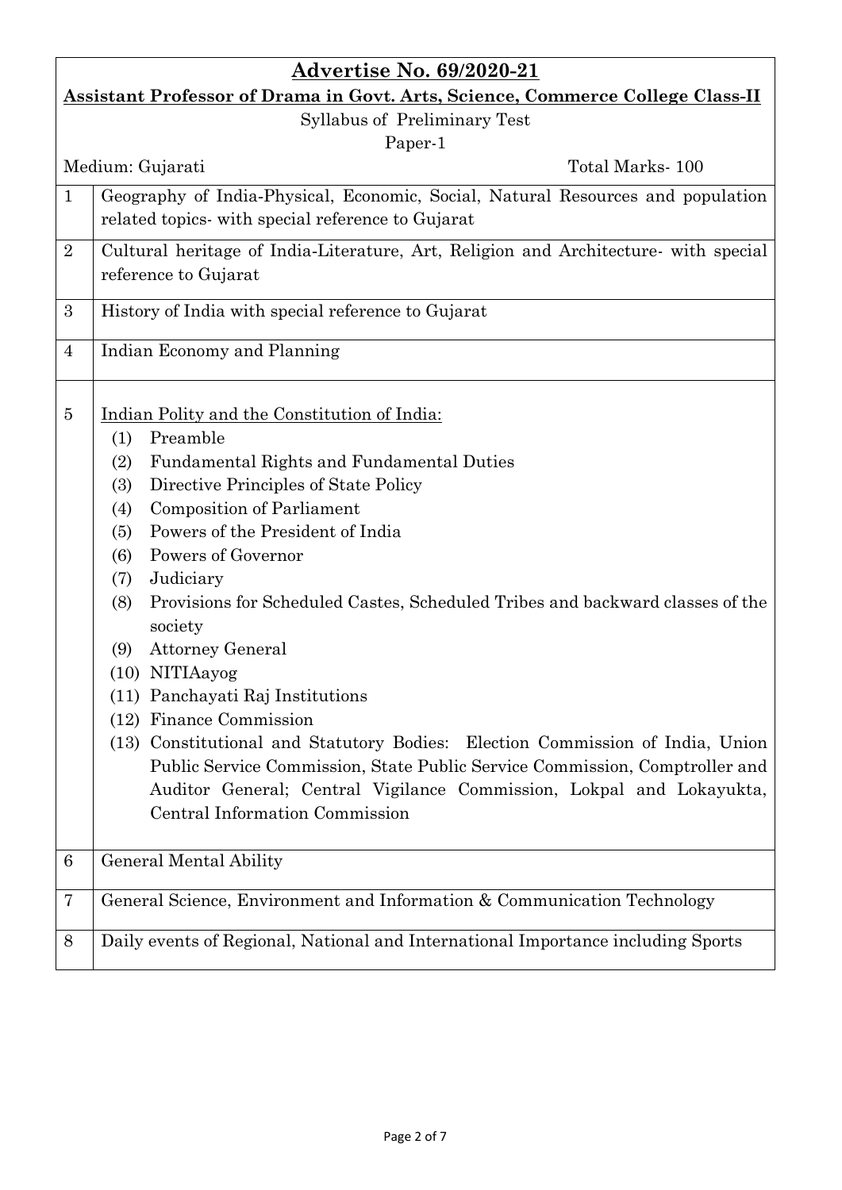## Advertise No. 69/2020-21

### Assistant Professor of Drama in Govt. Arts, Science, Commerce College Class-II

Syllabus of Preliminary Test

Paper-1

Medium: Gujarati | Total Marks- 100

| | |
|---|---|
| 1 | Geography of India-Physical, Economic, Social, Natural Resources and population related topics- with special reference to Gujarat |
| 2 | Cultural heritage of India-Literature, Art, Religion and Architecture- with special reference to Gujarat |
| 3 | History of India with special reference to Gujarat |
| 4 | Indian Economy and Planning |
| 5 | Indian Polity and the Constitution of India:<br>(1) Preamble<br>(2) Fundamental Rights and Fundamental Duties<br>(3) Directive Principles of State Policy<br>(4) Composition of Parliament<br>(5) Powers of the President of India<br>(6) Powers of Governor<br>(7) Judiciary<br>(8) Provisions for Scheduled Castes, Scheduled Tribes and backward classes of the society<br>(9) Attorney General<br>(10) NITIAayog<br>(11) Panchayati Raj Institutions<br>(12) Finance Commission<br>(13) Constitutional and Statutory Bodies: Election Commission of India, Union Public Service Commission, State Public Service Commission, Comptroller and Auditor General; Central Vigilance Commission, Lokpal and Lokayukta, Central Information Commission |
| 6 | General Mental Ability |
| 7 | General Science, Environment and Information & Communication Technology |
| 8 | Daily events of Regional, National and International Importance including Sports |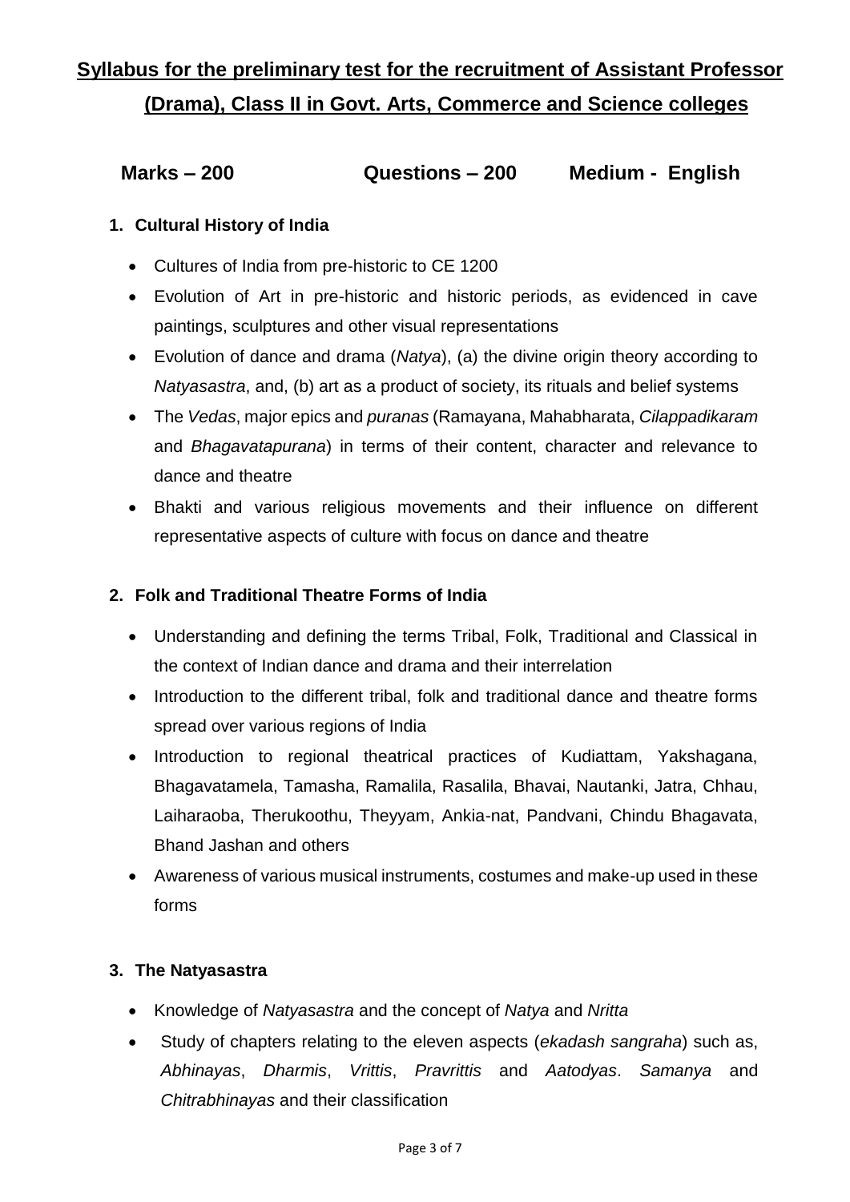# Syllabus for the preliminary test for the recruitment of Assistant Professor (Drama), Class II in Govt. Arts, Commerce and Science colleges

**Marks – 200   Questions – 200   Medium - English**

## 1. Cultural History of India

- Cultures of India from pre-historic to CE 1200
- Evolution of Art in pre-historic and historic periods, as evidenced in cave paintings, sculptures and other visual representations
- Evolution of dance and drama (*Natya*), (a) the divine origin theory according to *Natyasastra*, and, (b) art as a product of society, its rituals and belief systems
- The *Vedas*, major epics and *puranas* (Ramayana, Mahabharata, *Cilappadikaram* and *Bhagavatapurana*) in terms of their content, character and relevance to dance and theatre
- Bhakti and various religious movements and their influence on different representative aspects of culture with focus on dance and theatre

## 2. Folk and Traditional Theatre Forms of India

- Understanding and defining the terms Tribal, Folk, Traditional and Classical in the context of Indian dance and drama and their interrelation
- Introduction to the different tribal, folk and traditional dance and theatre forms spread over various regions of India
- Introduction to regional theatrical practices of Kudiattam, Yakshagana, Bhagavatamela, Tamasha, Ramalila, Rasalila, Bhavai, Nautanki, Jatra, Chhau, Laiharaoba, Therukoothu, Theyyam, Ankia-nat, Pandvani, Chindu Bhagavata, Bhand Jashan and others
- Awareness of various musical instruments, costumes and make-up used in these forms

## 3. The Natyasastra

- Knowledge of *Natyasastra* and the concept of *Natya* and *Nritta*
- Study of chapters relating to the eleven aspects (*ekadash sangraha*) such as, *Abhinayas*, *Dharmis*, *Vrittis*, *Pravrittis* and *Aatodyas*. *Samanya* and *Chitrabhinayas* and their classification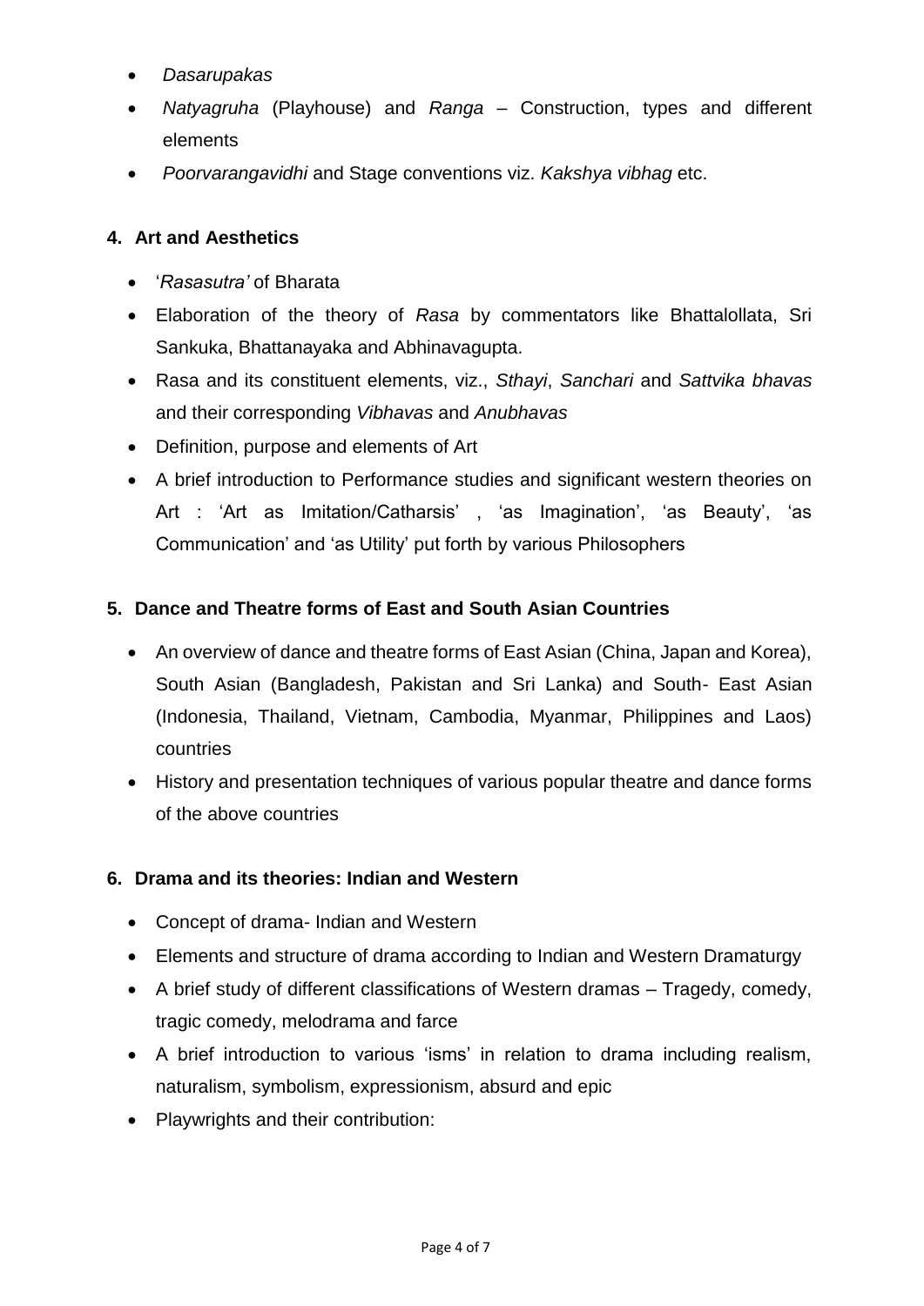- *Dasarupakas*
- *Natyagruha* (Playhouse) and *Ranga* – Construction, types and different elements
- *Poorvarangavidhi* and Stage conventions viz. *Kakshya vibhag* etc.

## 4. Art and Aesthetics

- '*Rasasutra'* of Bharata
- Elaboration of the theory of *Rasa* by commentators like Bhattalollata, Sri Sankuka, Bhattanayaka and Abhinavagupta.
- Rasa and its constituent elements, viz., *Sthayi*, *Sanchari* and *Sattvika bhavas* and their corresponding *Vibhavas* and *Anubhavas*
- Definition, purpose and elements of Art
- A brief introduction to Performance studies and significant western theories on Art : 'Art as Imitation/Catharsis' , 'as Imagination', 'as Beauty', 'as Communication' and 'as Utility' put forth by various Philosophers

## 5. Dance and Theatre forms of East and South Asian Countries

- An overview of dance and theatre forms of East Asian (China, Japan and Korea), South Asian (Bangladesh, Pakistan and Sri Lanka) and South- East Asian (Indonesia, Thailand, Vietnam, Cambodia, Myanmar, Philippines and Laos) countries
- History and presentation techniques of various popular theatre and dance forms of the above countries

## 6. Drama and its theories: Indian and Western

- Concept of drama- Indian and Western
- Elements and structure of drama according to Indian and Western Dramaturgy
- A brief study of different classifications of Western dramas – Tragedy, comedy, tragic comedy, melodrama and farce
- A brief introduction to various 'isms' in relation to drama including realism, naturalism, symbolism, expressionism, absurd and epic
- Playwrights and their contribution: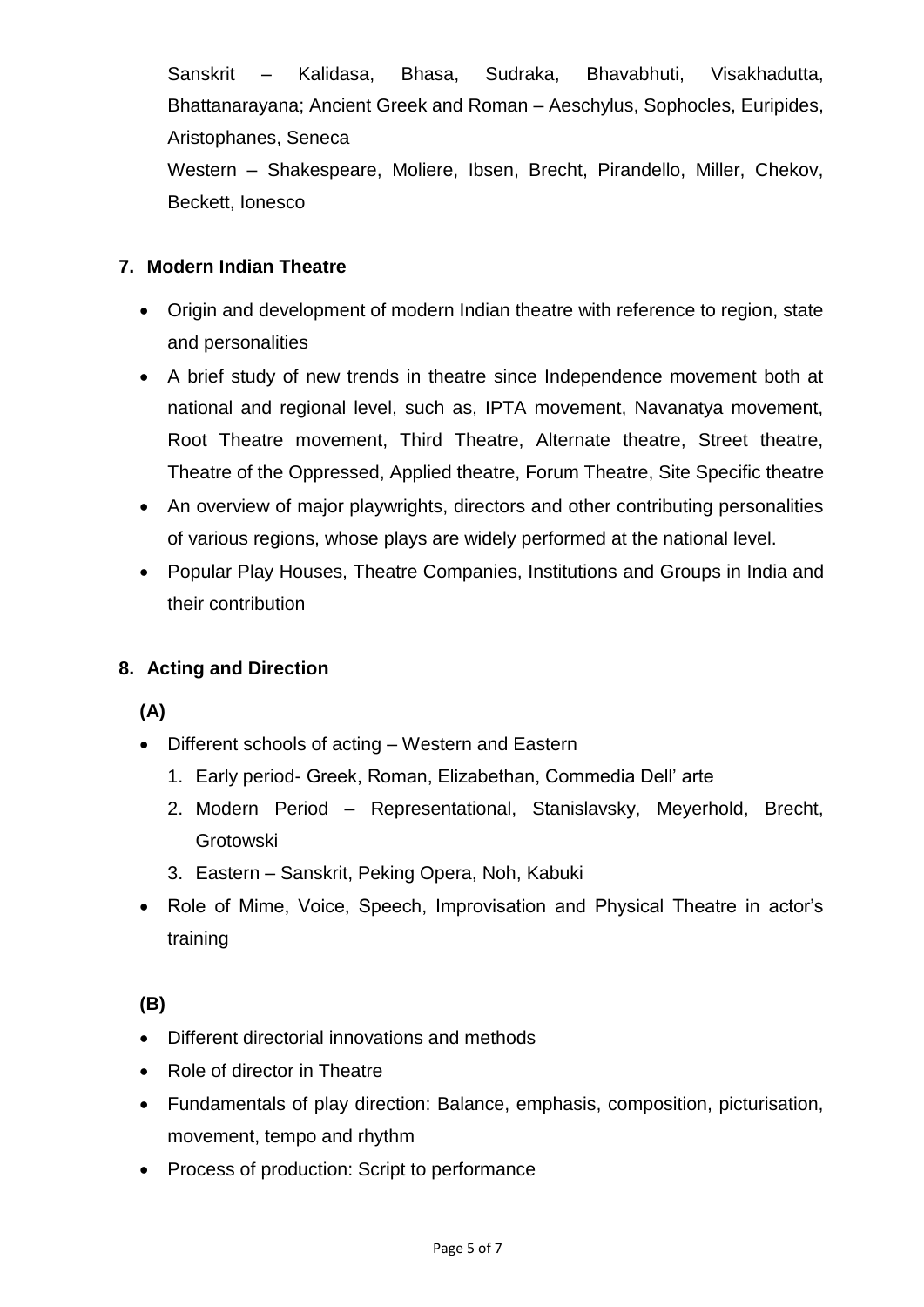Sanskrit – Kalidasa, Bhasa, Sudraka, Bhavabhuti, Visakhadutta, Bhattanarayana; Ancient Greek and Roman – Aeschylus, Sophocles, Euripides, Aristophanes, Seneca

Western – Shakespeare, Moliere, Ibsen, Brecht, Pirandello, Miller, Chekov, Beckett, Ionesco

## 7. Modern Indian Theatre

- Origin and development of modern Indian theatre with reference to region, state and personalities
- A brief study of new trends in theatre since Independence movement both at national and regional level, such as, IPTA movement, Navanatya movement, Root Theatre movement, Third Theatre, Alternate theatre, Street theatre, Theatre of the Oppressed, Applied theatre, Forum Theatre, Site Specific theatre
- An overview of major playwrights, directors and other contributing personalities of various regions, whose plays are widely performed at the national level.
- Popular Play Houses, Theatre Companies, Institutions and Groups in India and their contribution

## 8. Acting and Direction

**(A)**

- Different schools of acting – Western and Eastern
  1. Early period- Greek, Roman, Elizabethan, Commedia Dell' arte
  2. Modern Period – Representational, Stanislavsky, Meyerhold, Brecht, Grotowski
  3. Eastern – Sanskrit, Peking Opera, Noh, Kabuki
- Role of Mime, Voice, Speech, Improvisation and Physical Theatre in actor's training

**(B)**

- Different directorial innovations and methods
- Role of director in Theatre
- Fundamentals of play direction: Balance, emphasis, composition, picturisation, movement, tempo and rhythm
- Process of production: Script to performance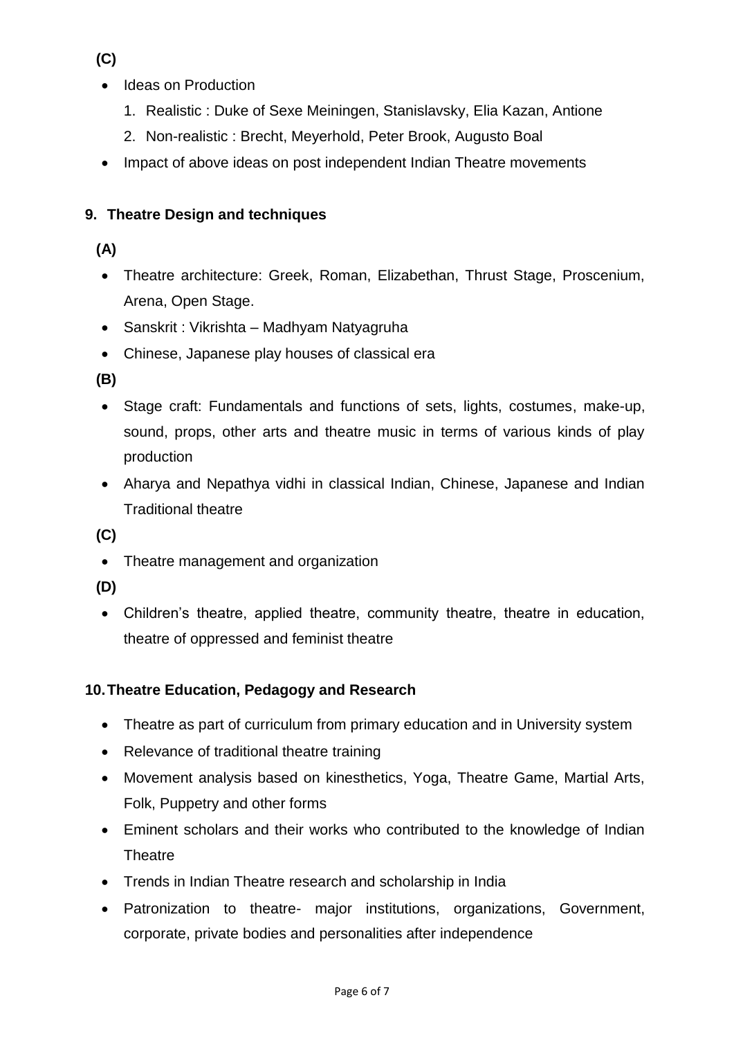**(C)**

- Ideas on Production
  1. Realistic : Duke of Sexe Meiningen, Stanislavsky, Elia Kazan, Antione
  2. Non-realistic : Brecht, Meyerhold, Peter Brook, Augusto Boal
- Impact of above ideas on post independent Indian Theatre movements

**9. Theatre Design and techniques**

**(A)**

- Theatre architecture: Greek, Roman, Elizabethan, Thrust Stage, Proscenium, Arena, Open Stage.
- Sanskrit : Vikrishta – Madhyam Natyagruha
- Chinese, Japanese play houses of classical era

**(B)**

- Stage craft: Fundamentals and functions of sets, lights, costumes, make-up, sound, props, other arts and theatre music in terms of various kinds of play production
- Aharya and Nepathya vidhi in classical Indian, Chinese, Japanese and Indian Traditional theatre

**(C)**

- Theatre management and organization

**(D)**

- Children's theatre, applied theatre, community theatre, theatre in education, theatre of oppressed and feminist theatre

**10. Theatre Education, Pedagogy and Research**

- Theatre as part of curriculum from primary education and in University system
- Relevance of traditional theatre training
- Movement analysis based on kinesthetics, Yoga, Theatre Game, Martial Arts, Folk, Puppetry and other forms
- Eminent scholars and their works who contributed to the knowledge of Indian Theatre
- Trends in Indian Theatre research and scholarship in India
- Patronization to theatre- major institutions, organizations, Government, corporate, private bodies and personalities after independence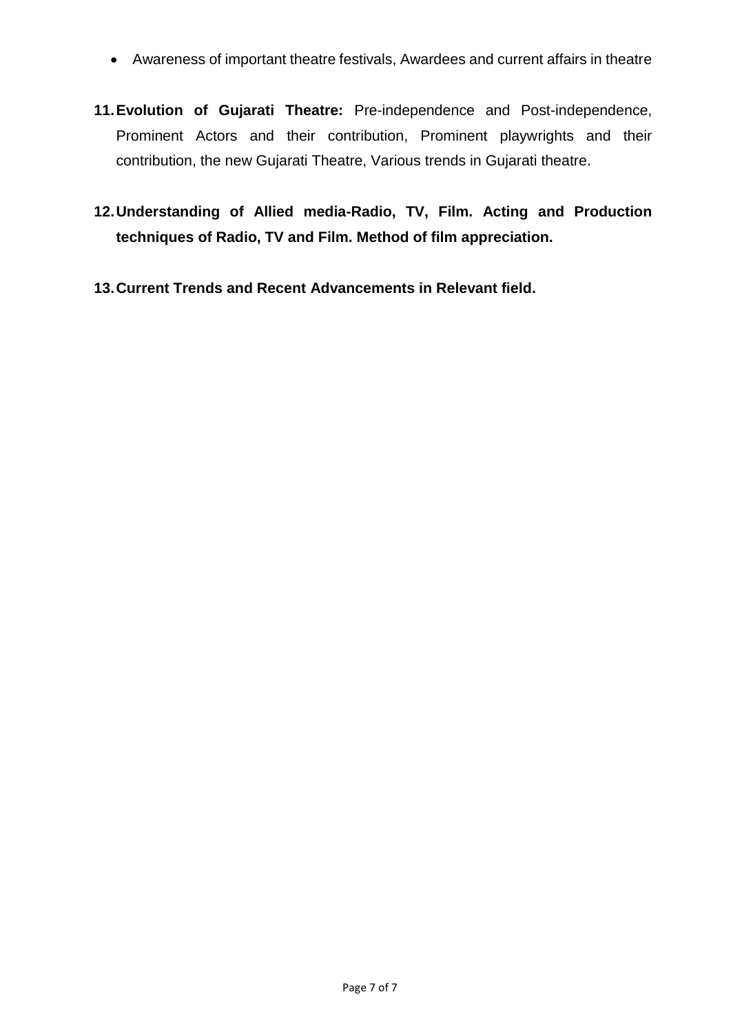- Awareness of important theatre festivals, Awardees and current affairs in theatre

11. **Evolution of Gujarati Theatre:** Pre-independence and Post-independence, Prominent Actors and their contribution, Prominent playwrights and their contribution, the new Gujarati Theatre, Various trends in Gujarati theatre.

12. **Understanding of Allied media-Radio, TV, Film. Acting and Production techniques of Radio, TV and Film. Method of film appreciation.**

13. **Current Trends and Recent Advancements in Relevant field.**